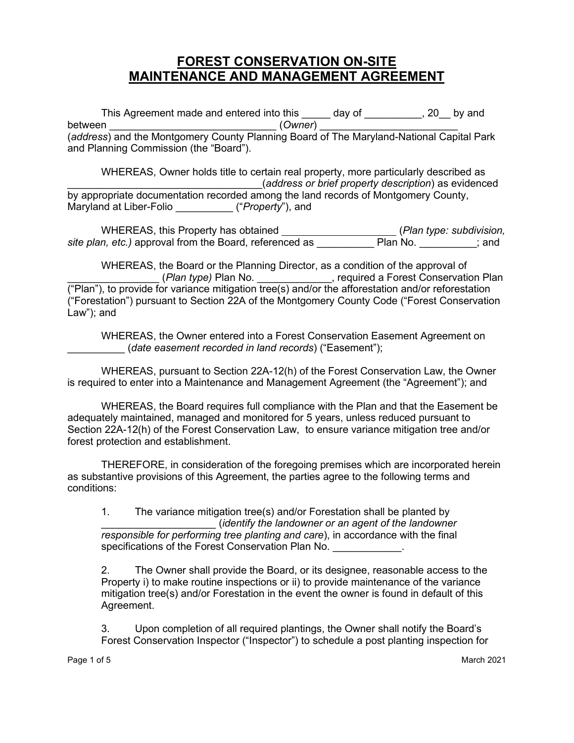# FOREST CONSERVATION ON-SITE MAINTENANCE AND MANAGEMENT AGREEMENT

This Agreement made and entered into this _____ day of __________, 20__ by and between _____________________________ (*Owner*) ________________________ (*address*) and the Montgomery County Planning Board of The Maryland-National Capital Park and Planning Commission (the "Board").

WHEREAS, Owner holds title to certain real property, more particularly described as __________________________________(*address or brief property description*) as evidenced by appropriate documentation recorded among the land records of Montgomery County, Maryland at Liber-Folio __________ ("*Property*"), and

WHEREAS, this Property has obtained ___________________ (*Plan type: subdivision, site plan, etc.)* approval from the Board, referenced as __________ Plan No. __________; and

WHEREAS, the Board or the Planning Director, as a condition of the approval of ________________ (*Plan type)* Plan No. _____________, required a Forest Conservation Plan ("Plan"), to provide for variance mitigation tree(s) and/or the afforestation and/or reforestation ("Forestation") pursuant to Section 22A of the Montgomery County Code ("Forest Conservation Law"); and

WHEREAS, the Owner entered into a Forest Conservation Easement Agreement on __________ (*date easement recorded in land records*) ("Easement");

WHEREAS, pursuant to Section 22A-12(h) of the Forest Conservation Law, the Owner is required to enter into a Maintenance and Management Agreement (the "Agreement"); and

WHEREAS, the Board requires full compliance with the Plan and that the Easement be adequately maintained, managed and monitored for 5 years, unless reduced pursuant to Section 22A-12(h) of the Forest Conservation Law, to ensure variance mitigation tree and/or forest protection and establishment.

THEREFORE, in consideration of the foregoing premises which are incorporated herein as substantive provisions of this Agreement, the parties agree to the following terms and conditions:

1. The variance mitigation tree(s) and/or Forestation shall be planted by ___________________ (*identify the landowner or an agent of the landowner responsible for performing tree planting and care*), in accordance with the final specifications of the Forest Conservation Plan No. ____________.

2. The Owner shall provide the Board, or its designee, reasonable access to the Property i) to make routine inspections or ii) to provide maintenance of the variance mitigation tree(s) and/or Forestation in the event the owner is found in default of this Agreement.

3. Upon completion of all required plantings, the Owner shall notify the Board's Forest Conservation Inspector ("Inspector") to schedule a post planting inspection for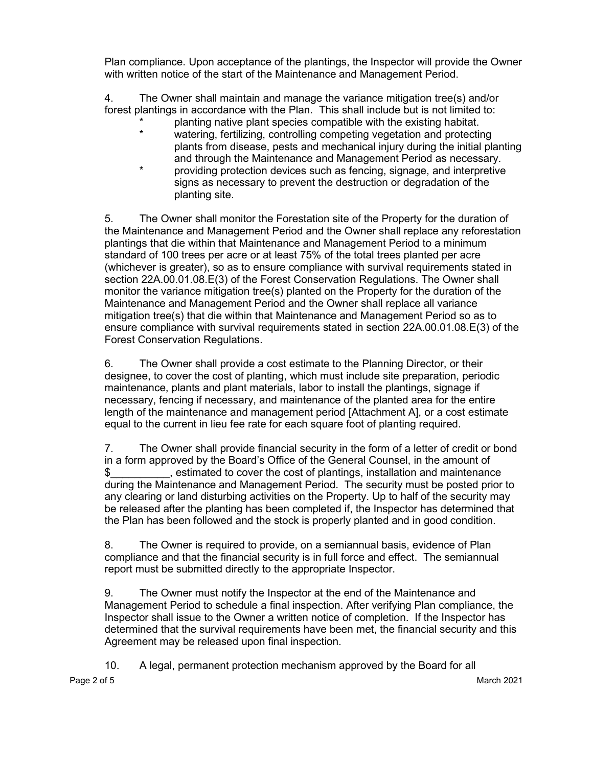Plan compliance. Upon acceptance of the plantings, the Inspector will provide the Owner with written notice of the start of the Maintenance and Management Period.

4. The Owner shall maintain and manage the variance mitigation tree(s) and/or forest plantings in accordance with the Plan. This shall include but is not limited to:

- planting native plant species compatible with the existing habitat.
- watering, fertilizing, controlling competing vegetation and protecting plants from disease, pests and mechanical injury during the initial planting and through the Maintenance and Management Period as necessary.
- providing protection devices such as fencing, signage, and interpretive signs as necessary to prevent the destruction or degradation of the planting site.

5. The Owner shall monitor the Forestation site of the Property for the duration of the Maintenance and Management Period and the Owner shall replace any reforestation plantings that die within that Maintenance and Management Period to a minimum standard of 100 trees per acre or at least 75% of the total trees planted per acre (whichever is greater), so as to ensure compliance with survival requirements stated in section 22A.00.01.08.E(3) of the Forest Conservation Regulations. The Owner shall monitor the variance mitigation tree(s) planted on the Property for the duration of the Maintenance and Management Period and the Owner shall replace all variance mitigation tree(s) that die within that Maintenance and Management Period so as to ensure compliance with survival requirements stated in section 22A.00.01.08.E(3) of the Forest Conservation Regulations.

6. The Owner shall provide a cost estimate to the Planning Director, or their designee, to cover the cost of planting, which must include site preparation, periodic maintenance, plants and plant materials, labor to install the plantings, signage if necessary, fencing if necessary, and maintenance of the planted area for the entire length of the maintenance and management period [Attachment A], or a cost estimate equal to the current in lieu fee rate for each square foot of planting required.

7. The Owner shall provide financial security in the form of a letter of credit or bond in a form approved by the Board's Office of the General Counsel, in the amount of $__________, estimated to cover the cost of plantings, installation and maintenance during the Maintenance and Management Period. The security must be posted prior to any clearing or land disturbing activities on the Property. Up to half of the security may be released after the planting has been completed if, the Inspector has determined that the Plan has been followed and the stock is properly planted and in good condition.

8. The Owner is required to provide, on a semiannual basis, evidence of Plan compliance and that the financial security is in full force and effect. The semiannual report must be submitted directly to the appropriate Inspector.

9. The Owner must notify the Inspector at the end of the Maintenance and Management Period to schedule a final inspection. After verifying Plan compliance, the Inspector shall issue to the Owner a written notice of completion. If the Inspector has determined that the survival requirements have been met, the financial security and this Agreement may be released upon final inspection.

10. A legal, permanent protection mechanism approved by the Board for all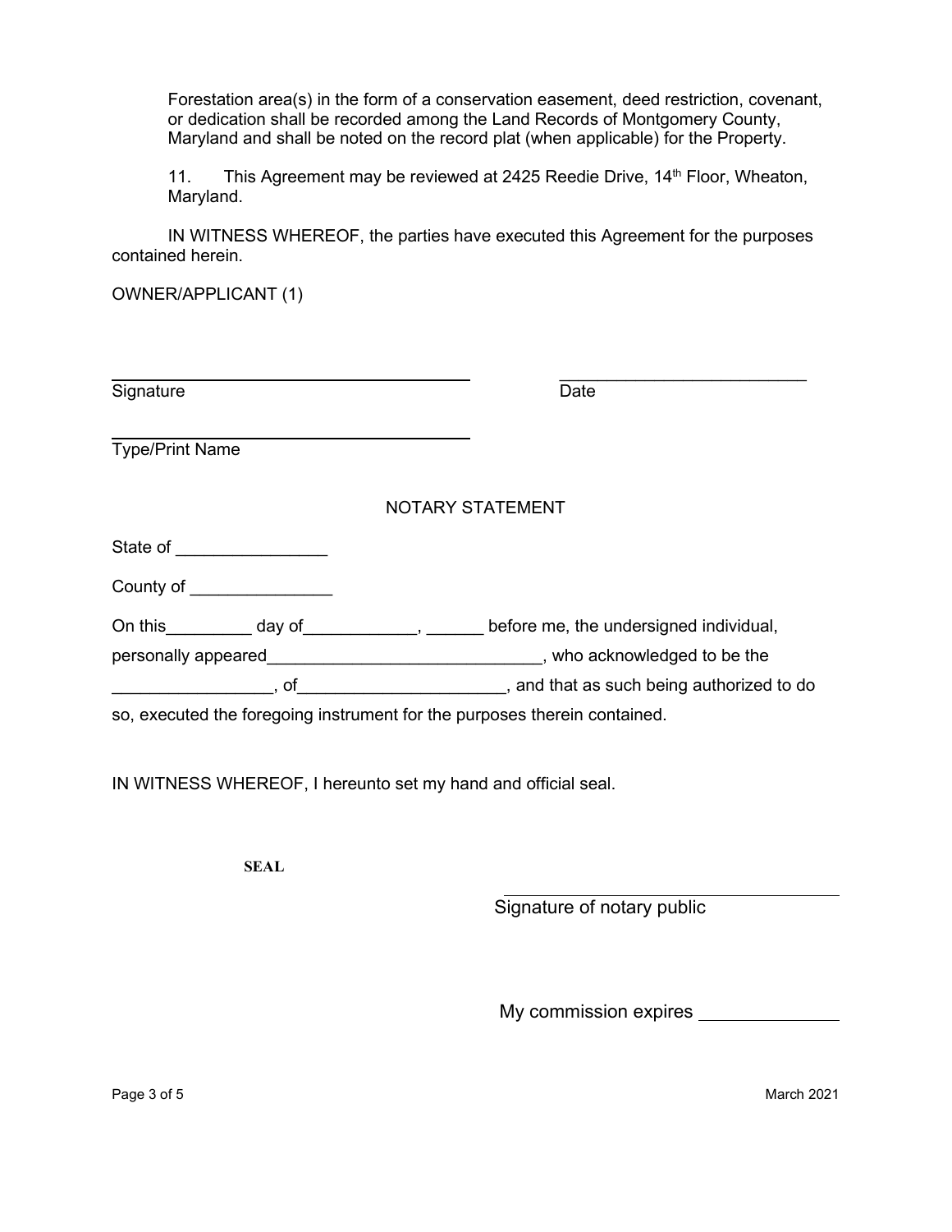Forestation area(s) in the form of a conservation easement, deed restriction, covenant, or dedication shall be recorded among the Land Records of Montgomery County, Maryland and shall be noted on the record plat (when applicable) for the Property.

11. This Agreement may be reviewed at 2425 Reedie Drive, 14th Floor, Wheaton, Maryland.

IN WITNESS WHEREOF, the parties have executed this Agreement for the purposes contained herein.

OWNER/APPLICANT (1)

_______________________________________ ___________________________
Signature Date

_______________________________________
Type/Print Name

NOTARY STATEMENT

State of ________________

County of _______________

On this_________ day of____________, ______ before me, the undersigned individual,

personally appeared_____________________________, who acknowledged to be the

_________________, of______________________, and that as such being authorized to do so, executed the foregoing instrument for the purposes therein contained.

IN WITNESS WHEREOF, I hereunto set my hand and official seal.

**SEAL**

_______________________________________
Signature of notary public

My commission expires ______________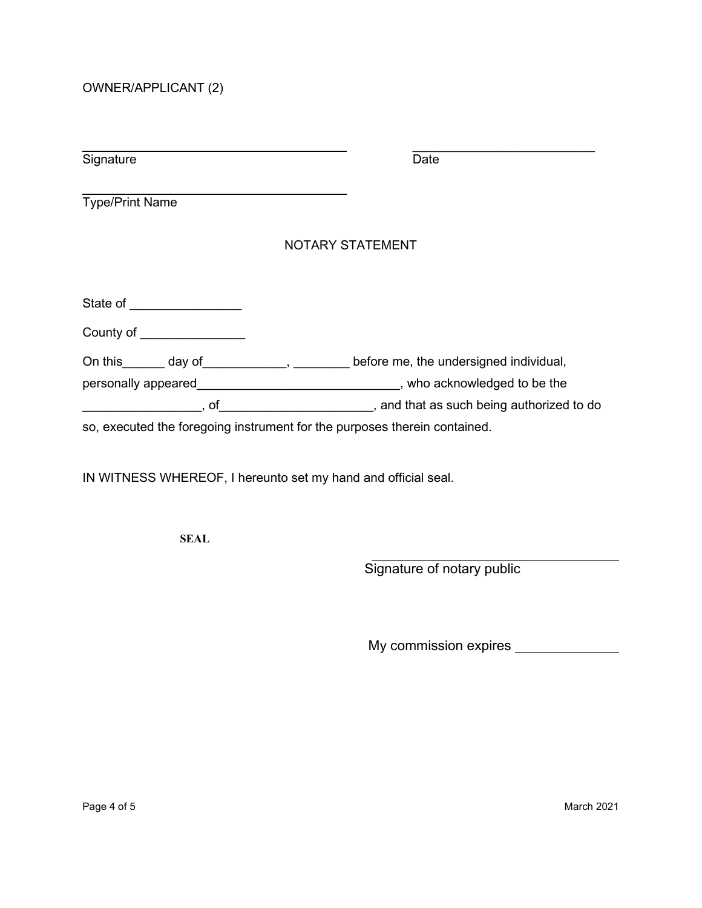OWNER/APPLICANT (2)

_______________________________________ ___________________________

Signature Date

_______________________________________

Type/Print Name

NOTARY STATEMENT

State of ________________

County of _______________

On this______ day of____________, ________ before me, the undersigned individual, personally appeared_____________________________, who acknowledged to be the _________________, of______________________, and that as such being authorized to do so, executed the foregoing instrument for the purposes therein contained.

IN WITNESS WHEREOF, I hereunto set my hand and official seal.

**SEAL**

_____________________________________

Signature of notary public

My commission expires ______________

March 2021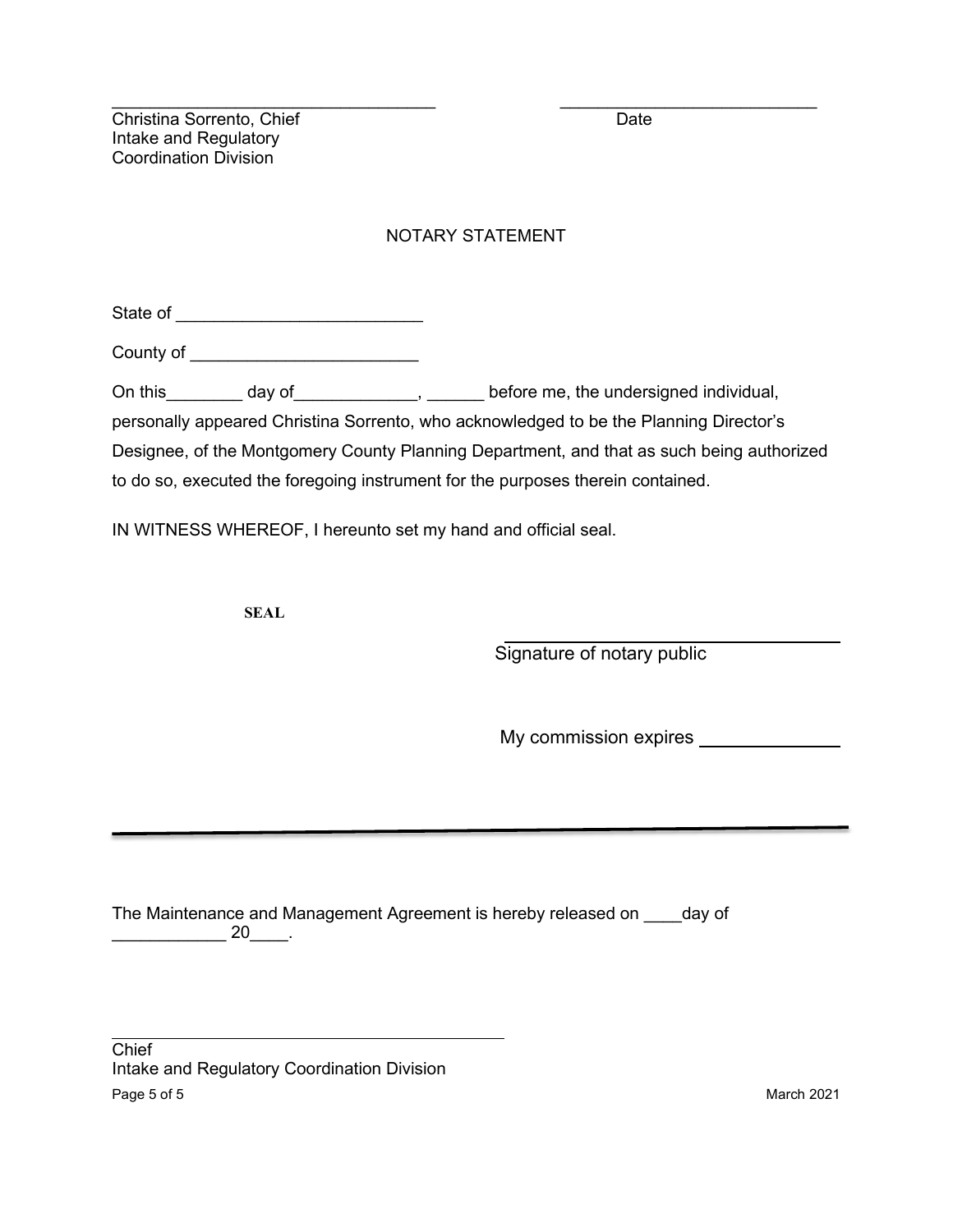\_\_\_\_\_\_\_\_\_\_\_\_\_\_\_\_\_\_\_\_\_\_\_\_\_\_\_\_\_\_\_\_\_\_ \_\_\_\_\_\_\_\_\_\_\_\_\_\_\_\_\_\_\_\_\_\_\_\_\_\_\_

Christina Sorrento, Chief Date
Intake and Regulatory
Coordination Division

NOTARY STATEMENT

State of \_\_\_\_\_\_\_\_\_\_\_\_\_\_\_\_\_\_\_\_\_\_\_\_\_\_

County of \_\_\_\_\_\_\_\_\_\_\_\_\_\_\_\_\_\_\_\_\_\_\_\_

On this\_\_\_\_\_\_\_\_ day of\_\_\_\_\_\_\_\_\_\_\_\_\_, \_\_\_\_\_\_ before me, the undersigned individual, personally appeared Christina Sorrento, who acknowledged to be the Planning Director's Designee, of the Montgomery County Planning Department, and that as such being authorized to do so, executed the foregoing instrument for the purposes therein contained.

IN WITNESS WHEREOF, I hereunto set my hand and official seal.

**SEAL**

\_\_\_\_\_\_\_\_\_\_\_\_\_\_\_\_\_\_\_\_\_\_\_\_\_\_\_\_\_\_\_\_\_\_\_
Signature of notary public

My commission expires \_\_\_\_\_\_\_\_\_\_\_\_\_

---

The Maintenance and Management Agreement is hereby released on \_\_\_\_day of \_\_\_\_\_\_\_\_\_\_\_\_ 20\_\_\_\_.

\_\_\_\_\_\_\_\_\_\_\_\_\_\_\_\_\_\_\_\_\_\_\_\_\_\_\_\_\_\_\_\_\_\_\_\_\_\_\_\_\_\_

Chief
Intake and Regulatory Coordination Division

March 2021